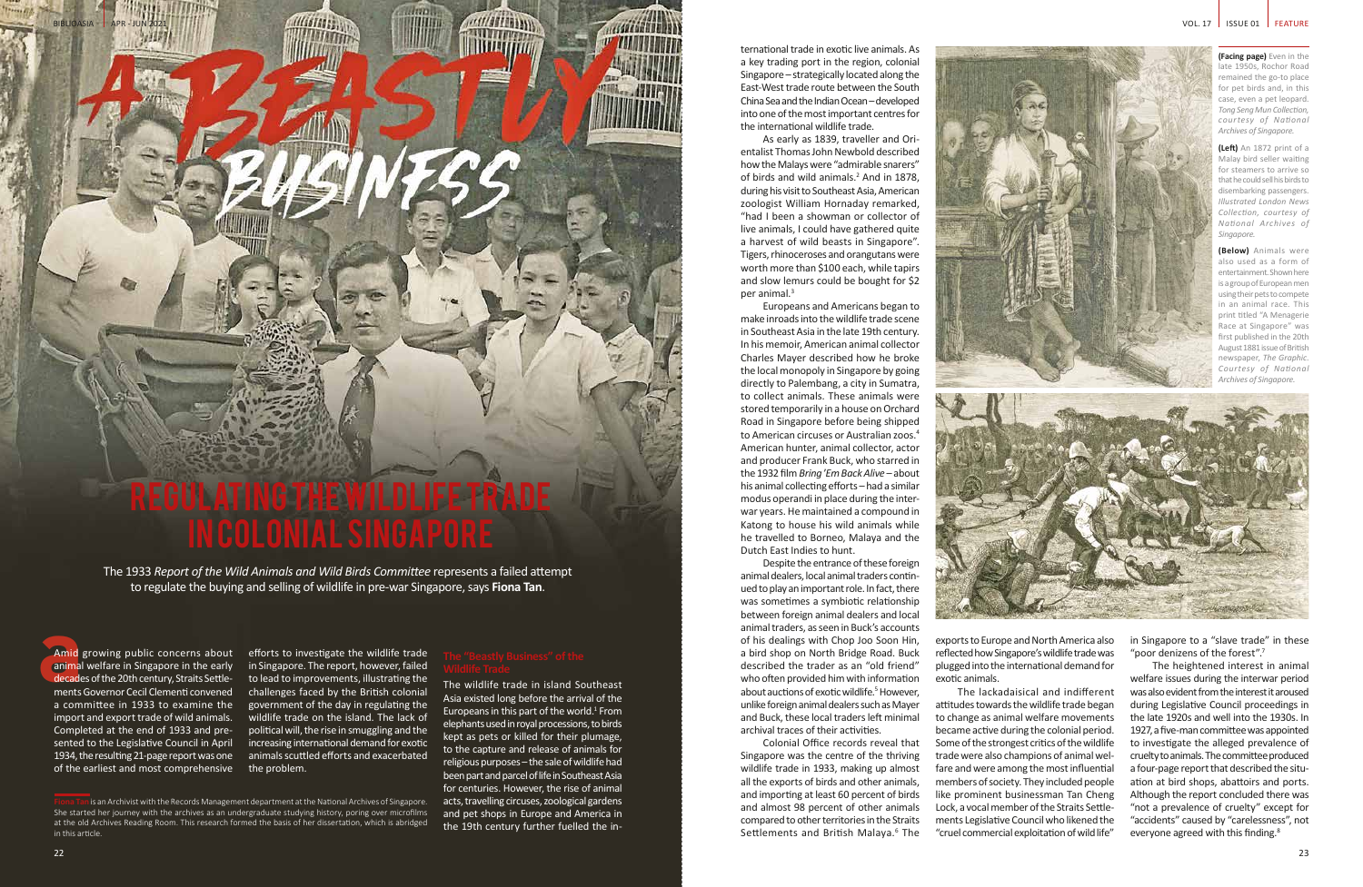# A Beastly Business

# Regulating the Wildlife Trade in Colonial Singapore

The 1933 *Report of the Wild Animals and Wild Birds Committee* represents a failed attempt to regulate the buying and selling of wildlife in pre-war Singapore, says **Fiona Tan**.

Amid growing public concerns about animal welfare in Singapore in the early decades of the 20th century, Straits Settlements Governor Cecil Clementi convened a committee in 1933 to examine the import and export trade of wild animals. Completed at the end of 1933 and presented to the Legislative Council in April 1934, the resulting 21-page report was one of the earliest and most comprehensive efforts to investigate the wildlife trade in Singapore. The report, however, failed to lead to improvements, illustrating the challenges faced by the British colonial government of the day in regulating the wildlife trade on the island. The lack of political will, the rise in smuggling and the increasing international demand for exotic animals scuttled efforts and exacerbated the problem.

**Fiona Tan** is an Archivist with the Records Management department at the National Archives of Singapore. She started her journey with the archives as an undergraduate studying history, poring over microfilms at the old Archives Reading Room. This research formed the basis of her dissertation, which is abridged in this article.

## The "Beastly Business" of the Wildlife Trade

The wildlife trade in island Southeast Asia existed long before the arrival of the Europeans in this part of the world.[1] From elephants used in royal processions, to birds kept as pets or killed for their plumage, to the capture and release of animals for religious purposes – the sale of wildlife had been part and parcel of life in Southeast Asia for centuries. However, the rise of animal acts, travelling circuses, zoological gardens and pet shops in Europe and America in the 19th century further fuelled the international trade in exotic live animals. As a key trading port in the region, colonial Singapore – strategically located along the East-West trade route between the South China Sea and the Indian Ocean – developed into one of the most important centres for the international wildlife trade.

As early as 1839, traveller and Orientalist Thomas John Newbold described how the Malays were "admirable snarers" of birds and wild animals.[2] And in 1878, during his visit to Southeast Asia, American zoologist William Hornaday remarked, "had I been a showman or collector of live animals, I could have gathered quite a harvest of wild beasts in Singapore". Tigers, rhinoceroses and orangutans were worth more than $100 each, while tapirs and slow lemurs could be bought for $2 per animal.[3]

Europeans and Americans began to make inroads into the wildlife trade scene in Southeast Asia in the late 19th century. In his memoir, American animal collector Charles Mayer described how he broke the local monopoly in Singapore by going directly to Palembang, a city in Sumatra, to collect animals. These animals were stored temporarily in a house on Orchard Road in Singapore before being shipped to American circuses or Australian zoos.[4] American hunter, animal collector, actor and producer Frank Buck, who starred in the 1932 film *Bring 'Em Back Alive* – about his animal collecting efforts – had a similar modus operandi in place during the interwar years. He maintained a compound in Katong to house his wild animals while he travelled to Borneo, Malaya and the Dutch East Indies to hunt.

Despite the entrance of these foreign animal dealers, local animal traders continued to play an important role. In fact, there was sometimes a symbiotic relationship between foreign animal dealers and local animal traders, as seen in Buck's accounts of his dealings with Chop Joo Soon Hin, a bird shop on North Bridge Road. Buck described the trader as an "old friend" who often provided him with information about auctions of exotic wildlife.[5] However, unlike foreign animal dealers such as Mayer and Buck, these local traders left minimal archival traces of their activities.

Colonial Office records reveal that Singapore was the centre of the thriving wildlife trade in 1933, making up almost all the exports of birds and other animals, and importing at least 60 percent of birds and almost 98 percent of other animals compared to other territories in the Straits Settlements and British Malaya.[6] The exports to Europe and North America also reflected how Singapore's wildlife trade was plugged into the international demand for exotic animals.

The lackadaisical and indifferent attitudes towards the wildlife trade began to change as animal welfare movements became active during the colonial period. Some of the strongest critics of the wildlife trade were also champions of animal welfare and were among the most influential members of society. They included people like prominent businessman Tan Cheng Lock, a vocal member of the Straits Settlements Legislative Council who likened the "cruel commercial exploitation of wild life" in Singapore to a "slave trade" in these "poor denizens of the forest".[7]

The heightened interest in animal welfare issues during the interwar period was also evident from the interest it aroused during Legislative Council proceedings in the late 1920s and well into the 1930s. In 1927, a five-man committee was appointed to investigate the alleged prevalence of cruelty to animals. The committee produced a four-page report that described the situation at bird shops, abattoirs and ports. Although the report concluded there was "not a prevalence of cruelty" except for "accidents" caused by "carelessness", not everyone agreed with this finding.[8]

**(Facing page)** Even in the late 1950s, Rochor Road remained the go-to place for pet birds and, in this case, even a pet leopard. *Tong Seng Mun Collection, courtesy of National Archives of Singapore.*

**(Left)** An 1872 print of a Malay bird seller waiting for steamers to arrive so that he could sell his birds to disembarking passengers. *Illustrated London News Collection, courtesy of National Archives of Singapore.*

**(Below)** Animals were also used as a form of entertainment. Shown here is a group of European men using their pets to compete in an animal race. This print titled "A Menagerie Race at Singapore" was first published in the 20th August 1881 issue of British newspaper, *The Graphic*. *Courtesy of National Archives of Singapore.*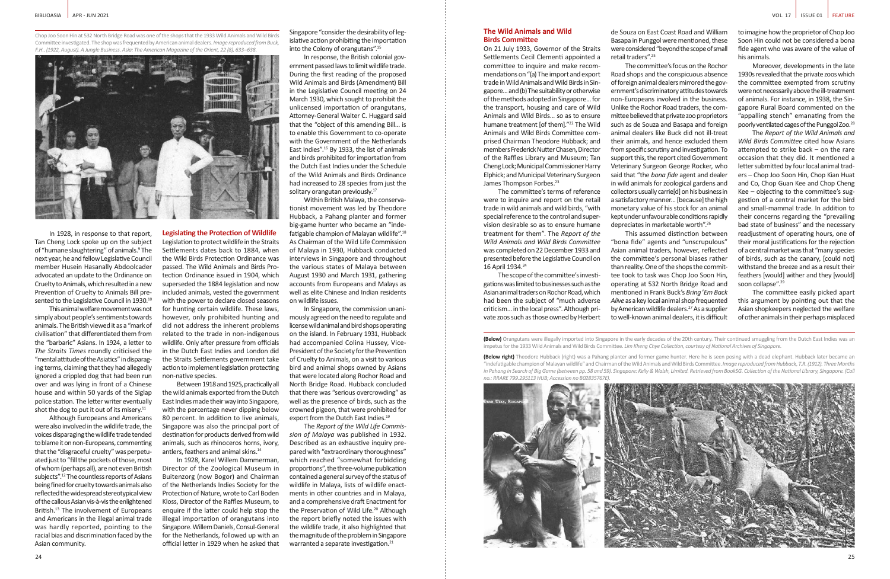Chop Joo Soon Hin at 532 North Bridge Road was one of the shops that the 1933 Wild Animals and Wild Birds Committee investigated. The shop was frequented by American animal dealers. *Image reproduced from Buck, F.H.. (1922, August). A Jungle Business. Asia: The American Magazine of the Orient, 22 (8), 633–638.*

In 1928, in response to that report, Tan Cheng Lock spoke up on the subject of "humane slaughtering" of animals.[9] The next year, he and fellow Legislative Council member Husein Hasanally Abdoolcader advocated an update to the Ordinance on Cruelty to Animals, which resulted in a new Prevention of Cruelty to Animals Bill presented to the Legislative Council in 1930.[10]

This animal welfare movement was not simply about people's sentiments towards animals. The British viewed it as a "mark of civilisation" that differentiated them from the "barbaric" Asians. In 1924, a letter to *The Straits Times* roundly criticised the "mental attitude of the Asiatics" in disparaging terms, claiming that they had allegedly ignored a crippled dog that had been run over and was lying in front of a Chinese house and within 50 yards of the Siglap police station. The letter writer eventually shot the dog to put it out of its misery.[11]

Although Europeans and Americans were also involved in the wildlife trade, the voices disparaging the wildlife trade tended to blame it on non-Europeans, commenting that the "disgraceful cruelty" was perpetuated just to "fill the pockets of those, most of whom (perhaps all), are not even British subjects".[12] The countless reports of Asians being fined for cruelty towards animals also reflected the widespread stereotypical view of the callous Asian vis-à-vis the enlightened British.[13] The involvement of Europeans and Americans in the illegal animal trade was hardly reported, pointing to the racial bias and discrimination faced by the Asian community.

## Legislating the Protection of Wildlife

Legislation to protect wildlife in the Straits Settlements dates back to 1884, when the Wild Birds Protection Ordinance was passed. The Wild Animals and Birds Protection Ordinance issued in 1904, which superseded the 1884 legislation and now included animals, vested the government with the power to declare closed seasons for hunting certain wildlife. These laws, however, only prohibited hunting and did not address the inherent problems related to the trade in non-indigenous wildlife. Only after pressure from officials in the Dutch East Indies and London did the Straits Settlements government take action to implement legislation protecting non-native species.

Between 1918 and 1925, practically all the wild animals exported from the Dutch East Indies made their way into Singapore, with the percentage never dipping below 80 percent. In addition to live animals, Singapore was also the principal port of destination for products derived from wild animals, such as rhinoceros horns, ivory, antlers, feathers and animal skins.[14]

In 1928, Karel Willem Dammerman, Director of the Zoological Museum in Buitenzorg (now Bogor) and Chairman of the Netherlands Indies Society for the Protection of Nature, wrote to Carl Boden Kloss, Director of the Raffles Museum, to enquire if the latter could help stop the illegal importation of orangutans into Singapore. Willem Daniels, Consul-General for the Netherlands, followed up with an official letter in 1929 when he asked that Singapore "consider the desirability of legislative action prohibiting the importation into the Colony of orangutans".[15]

In response, the British colonial government passed laws to limit wildlife trade. During the first reading of the proposed Wild Animals and Birds (Amendment) Bill in the Legislative Council meeting on 24 March 1930, which sought to prohibit the unlicensed importation of orangutans, Attorney-General Walter C. Huggard said that the "object of this amending Bill... is to enable this Government to co-operate with the Government of the Netherlands East Indies".[16] By 1933, the list of animals and birds prohibited for importation from the Dutch East Indies under the Schedule of the Wild Animals and Birds Ordinance had increased to 28 species from just the solitary orangutan previously.[17]

Within British Malaya, the conservationist movement was led by Theodore Hubback, a Pahang planter and former big-game hunter who became an "indefatigable champion of Malayan wildlife".[18] As Chairman of the Wild Life Commission of Malaya in 1930, Hubback conducted interviews in Singapore and throughout the various states of Malaya between August 1930 and March 1931, gathering accounts from Europeans and Malays as well as elite Chinese and Indian residents on wildlife issues.

In Singapore, the commission unanimously agreed on the need to regulate and license wild animal and bird shops operating on the island. In February 1931, Hubback had accompanied Colina Hussey, Vice-President of the Society for the Prevention of Cruelty to Animals, on a visit to various bird and animal shops owned by Asians that were located along Rochor Road and North Bridge Road. Hubback concluded that there was "serious overcrowding" as well as the presence of birds, such as the crowned pigeon, that were prohibited for export from the Dutch East Indies.[19]

The *Report of the Wild Life Commission of Malaya* was published in 1932. Described as an exhaustive inquiry prepared with "extraordinary thoroughness" which reached "somewhat forbidding proportions", the three-volume publication contained a general survey of the status of wildlife in Malaya, lists of wildlife enactments in other countries and in Malaya, and a comprehensive draft Enactment for the Preservation of Wild Life.[20] Although the report briefly noted the issues with the wildlife trade, it also highlighted that the magnitude of the problem in Singapore warranted a separate investigation.[21]

## The Wild Animals and Wild Birds Committee

On 21 July 1933, Governor of the Straits Settlements Cecil Clementi appointed a committee to inquire and make recommendations on "(a) The import and export trade in Wild Animals and Wild Birds in Singapore... and (b) The suitability or otherwise of the methods adopted in Singapore... for the transport, housing and care of Wild Animals and Wild Birds... so as to ensure humane treatment [of them]."[22] The Wild Animals and Wild Birds Committee comprised Chairman Theodore Hubback; and members Frederick Nutter Chasen, Director of the Raffles Library and Museum; Tan Cheng Lock; Municipal Commissioner Harry Elphick; and Municipal Veterinary Surgeon James Thompson Forbes.[23]

The committee's terms of reference were to inquire and report on the retail trade in wild animals and wild birds, "with special reference to the control and supervision desirable so as to ensure humane treatment for them". The *Report of the Wild Animals and Wild Birds Committee* was completed on 22 December 1933 and presented before the Legislative Council on 16 April 1934.[24]

The scope of the committee's investigations was limited to businesses such as the Asian animal traders on Rochor Road, which had been the subject of "much adverse criticism... in the local press". Although private zoos such as those owned by Herbert de Souza on East Coast Road and William Basapa in Punggol were mentioned, these were considered "beyond the scope of small retail traders".[25]

The committee's focus on the Rochor Road shops and the conspicuous absence of foreign animal dealers mirrored the government's discriminatory attitudes towards non-Europeans involved in the business. Unlike the Rochor Road traders, the committee believed that private zoo proprietors such as de Souza and Basapa and foreign animal dealers like Buck did not ill-treat their animals, and hence excluded them from specific scrutiny and investigation. To support this, the report cited Government Veterinary Surgeon George Rocker, who said that "the *bona fide* agent and dealer in wild animals for zoological gardens and collectors usually carrie[d] on his business in a satisfactory manner... [because] the high monetary value of his stock for an animal kept under unfavourable conditions rapidly depreciates in marketable worth".[26]

This assumed distinction between "bona fide" agents and "unscrupulous" Asian animal traders, however, reflected the committee's personal biases rather than reality. One of the shops the committee took to task was Chop Joo Soon Hin, operating at 532 North Bridge Road and mentioned in Frank Buck's *Bring 'Em Back Alive* as a key local animal shop frequented by American wildlife dealers.[27] As a supplier to well-known animal dealers, it is difficult to imagine how the proprietor of Chop Joo Soon Hin could not be considered a bona fide agent who was aware of the value of his animals.

Moreover, developments in the late 1930s revealed that the private zoos which the committee exempted from scrutiny were not necessarily above the ill-treatment of animals. For instance, in 1938, the Singapore Rural Board commented on the "appalling stench" emanating from the poorly ventilated cages of the Punggol Zoo.[28]

The *Report of the Wild Animals and Wild Birds Committee* cited how Asians attempted to strike back – on the rare occasion that they did. It mentioned a letter submitted by four local animal traders – Chop Joo Soon Hin, Chop Kian Huat and Co, Chop Guan Kee and Chop Cheng Kee – objecting to the committee's suggestion of a central market for the bird and small-mammal trade. In addition to their concerns regarding the "prevailing bad state of business" and the necessary readjustment of operating hours, one of their moral justifications for the rejection of a central market was that "many species of birds, such as the canary, [could not] withstand the breeze and as a result their feathers [would] wither and they [would] soon collapse".[29]

The committee easily picked apart this argument by pointing out that the Asian shopkeepers neglected the welfare of other animals in their perhaps misplaced

**(Below)** Orangutans were illegally imported into Singapore in the early decades of the 20th century. Their continued smuggling from the Dutch East Indies was an impetus for the 1933 Wild Animals and Wild Birds Committee. *Lim Kheng Chye Collection, courtesy of National Archives of Singapore.*

**(Below right)** Theodore Hubback (right) was a Pahang planter and former game hunter. Here he is seen posing with a dead elephant. Hubback later became an "indefatigable champion of Malayan wildlife" and Chairman of the Wild Animals and Wild Birds Committee. *Image reproduced from Hubback, T.R. (1912). Three Months in Pahang in Search of Big Game (between pp. 58 and 59). Singapore: Kelly & Walsh, Limited. Retrieved from BookSG. Collection of the National Library, Singapore. (Call no.: RRARE 799.295113 HUB; Accession no B02835767E).*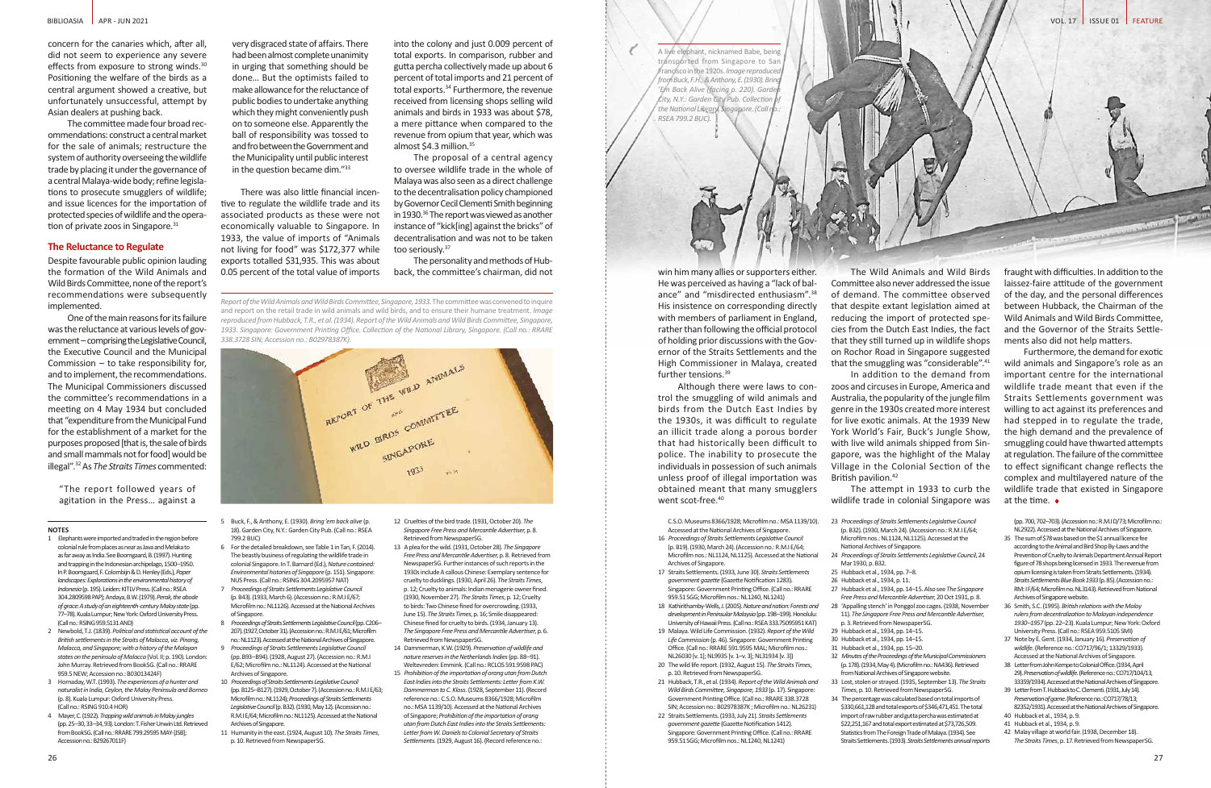concern for the canaries which, after all, did not seem to experience any severe effects from exposure to strong winds.[30] Positioning the welfare of the birds as a central argument showed a creative, but unfortunately unsuccessful, attempt by Asian dealers at pushing back.

The committee made four broad recommendations: construct a central market for the sale of animals; restructure the system of authority overseeing the wildlife trade by placing it under the governance of a central Malaya-wide body; refine legislations to prosecute smugglers of wildlife; and issue licences for the importation of protected species of wildlife and the operation of private zoos in Singapore.[31]

## The Reluctance to Regulate

Despite favourable public opinion lauding the formation of the Wild Animals and Wild Birds Committee, none of the report's recommendations were subsequently implemented.

One of the main reasons for its failure was the reluctance at various levels of government – comprising the Legislative Council, the Executive Council and the Municipal Commission – to take responsibility for, and to implement, the recommendations. The Municipal Commissioners discussed the committee's recommendations in a meeting on 4 May 1934 but concluded that "expenditure from the Municipal Fund for the establishment of a market for the purposes proposed [that is, the sale of birds and small mammals not for food] would be illegal".[32] As *The Straits Times* commented:

"The report followed years of agitation in the Press… against a very disgraced state of affairs. There had been almost complete unanimity in urging that something should be done… But the optimists failed to make allowance for the reluctance of public bodies to undertake anything which they might conveniently push on to someone else. Apparently the ball of responsibility was tossed to and fro between the Government and the Municipality until public interest in the question became dim."[33]

There was also little financial incentive to regulate the wildlife trade and its associated products as these were not economically valuable to Singapore. In 1933, the value of imports of "Animals not living for food" was $172,377 while exports totalled $31,935. This was about 0.05 percent of the total value of imports into the colony and just 0.009 percent of total exports. In comparison, rubber and gutta percha collectively made up about 6 percent of total imports and 21 percent of total exports.[34] Furthermore, the revenue received from licensing shops selling wild animals and birds in 1933 was about $78, a mere pittance when compared to the revenue from opium that year, which was almost $4.3 million.[35]

The proposal of a central agency to oversee wildlife trade in the whole of Malaya was also seen as a direct challenge to the decentralisation policy championed by Governor Cecil Clementi Smith beginning in 1930.[36] The report was viewed as another instance of "kick[ing] against the bricks" of decentralisation and was not to be taken too seriously.[37]

The personality and methods of Hubback, the committee's chairman, did not win him many allies or supporters either. He was perceived as having a "lack of balance" and "misdirected enthusiasm".[38] His insistence on corresponding directly with members of parliament in England, rather than following the official protocol of holding prior discussions with the Governor of the Straits Settlements and the High Commissioner in Malaya, created further tensions.[39]

*Report of the Wild Animals and Wild Birds Committee, Singapore, 1933.* The committee was convened to inquire and report on the retail trade in wild animals and wild birds, and to ensure their humane treatment. *Image reproduced from Hubback, T.R., et al. (1934). Report of the Wild Animals and Wild Birds Committee, Singapore, 1933. Singapore: Government Printing Office. Collection of the National Library, Singapore. (Call no.: RRARE 338.3728 SIN; Accession no.: B02978387K).*

A live elephant, nicknamed Babe, being transported from Singapore to San Francisco in the 1920s. *Image reproduced from Buck, F.H., & Anthony, E. (1930). Bring 'Em Back Alive (facing p. 220). Garden City, N.Y.: Garden City Pub. Collection of the National Library, Singapore. (Call no.: RSEA 799.2 BUC).*

Although there were laws to control the smuggling of wild animals and birds from the Dutch East Indies by the 1930s, it was difficult to regulate an illicit trade along a porous border that had historically been difficult to police. The inability to prosecute the individuals in possession of such animals unless proof of illegal importation was obtained meant that many smugglers went scot-free.[40]

The Wild Animals and Wild Birds Committee also never addressed the issue of demand. The committee observed that despite extant legislation aimed at reducing the import of protected species from the Dutch East Indies, the fact that they still turned up in wildlife shops on Rochor Road in Singapore suggested that the smuggling was "considerable".[41]

In addition to the demand from zoos and circuses in Europe, America and Australia, the popularity of the jungle film genre in the 1930s created more interest for live exotic animals. At the 1939 New York World's Fair, Buck's Jungle Show, with live wild animals shipped from Singapore, was the highlight of the Malay Village in the Colonial Section of the British pavilion.[42]

The attempt in 1933 to curb the wildlife trade in colonial Singapore was fraught with difficulties. In addition to the laissez-faire attitude of the government of the day, and the personal differences between Hubback, the Chairman of the Wild Animals and Wild Birds Committee, and the Governor of the Straits Settlements also did not help matters.

Furthermore, the demand for exotic wild animals and Singapore's role as an important centre for the international wildlife trade meant that even if the Straits Settlements government was willing to act against its preferences and had stepped in to regulate the trade, the high demand and the prevalence of smuggling could have thwarted attempts at regulation. The failure of the committee to effect significant change reflects the complex and multilayered nature of the wildlife trade that existed in Singapore at the time. ♦

## NOTES

1. Elephants were imported and traded in the region before colonial rule from places as near as Java and Melaka to as far away as India. See Boomgaard, B. (1997). Hunting and trapping in the Indonesian archipelago, 1500–1950. In P. Boomgaard, F. Colombijn & D. Henley (Eds.), *Paper landscapes: Explorations in the environmental history of Indonesia* (p. 195). Leiden: KITLV Press. (Call no.: RSEA 304.2809598 PAP); Andaya, B.W. (1979). *Perak, the abode of grace: A study of an eighteenth-century Malay state* (pp. 77–78). Kuala Lumpur; New York: Oxford University Press. (Call no.: RSING 959.5131 AND)
2. Newbold, T.J. (1839). *Political and statistical account of the British settlements in the Straits of Malacca, viz. Pinang, Malacca, and Singapore; with a history of the Malayan states on the peninsula of Malacca* (Vol. II; p. 190). London: John Murray. Retrieved from BookSG. (Call no.: RRARE 959.5 NEW; Accession no.: B03013424F)
3. Hornaday, W.T. (1993). *The experiences of a hunter and naturalist in India, Ceylon, the Malay Peninsula and Borneo* (p. 8). Kuala Lumpur: Oxford University Press. (Call no.: RSING 910.4 HOR)
4. Mayer, C. (1922). *Trapping wild animals in Malay jungles* (pp. 25–30, 33–34, 93). London: T. Fisher Unwin Ltd. Retrieved from BookSG. (Call no.: RRARE 799.29595 MAY-[JSB]; Accession no.: B29267011F)
5. Buck, F., & Anthony, E. (1930). *Bring 'em back alive* (p. 18). Garden City, N.Y.: Garden City Pub. (Call no.: RSEA 799.2 BUC)
6. For the detailed breakdown, see Table 1 in Tan, F. (2014). The beastly business of regulating the wildlife trade in colonial Singapore. In T. Barnard (Ed.), *Nature contained: Environmental histories of Singapore* (p. 151). Singapore: NUS Press. (Call no.: RSING 304.2095957 NAT)
7. *Proceedings of Straits Settlements Legislative Council* (p. B43). (1933, March 6). (Accession no.: R.M.I.E/67; Microfilm no.: NL11126). Accessed at the National Archives of Singapore.
8. *Proceedings of Straits Settlements Legislative Council* (pp. C206–207). (1927, October 31). (Accession no.: R.M.I.E/61; Microfilm no.: NL11123). Accessed at the National Archives of Singapore.
9. *Proceedings of Straits Settlements Legislative Council* (pp. B93–B94). (1928, August 27). (Accession no.: R.M.I E/62; Microfilm no.: NL11124). Accessed at the National Archives of Singapore.
10. *Proceedings of Straits Settlements Legislative Council* (pp. B125–B127). (1929, October 7). (Accession no.: R.M.I.E/63; Microfilm no.: NL11124); *Proceedings of Straits Settlements Legislative Council* (p. B32). (1930, May 12). (Accession no.: R.M.I E/64; Microfilm no.: NL11125). Accessed at the National Archives of Singapore.
11. Humanity in the east. (1924, August 10). *The Straits Times*, p. 10. Retrieved from NewspaperSG.
12. Cruelties of the bird trade. (1931, October 20). *The Singapore Free Press and Mercantile Advertiser*, p. 8. Retrieved from NewspaperSG.
13. A plea for the wild. (1931, October 28). *The Singapore Free Press and Mercantile Advertiser*, p. 8. Retrieved from NewspaperSG. Further instances of such reports in the 1930s include A callous Chinese: Exemplary sentence for cruelty to ducklings. (1930, April 26). *The Straits Times*, p. 12; Cruelty to animals: Indian menagerie owner fined. (1930, November 27). *The Straits Times*, p. 12; Cruelty to birds: Two Chinese fined for overcrowding. (1933, June 15). *The Straits Times*, p. 16; Smile disappeared: Chinese fined for cruelty to birds. (1934, January 13). *The Singapore Free Press and Mercantile Advertiser*, p. 6. Retrieved from NewspaperSG.
14. Dammerman, K.W. (1929). *Preservation of wildlife and nature reserves in the Netherlands Indies* (pp. 88–91). Weltevreden: Emmink. (Call no.: RCLOS 591.9598 PAC)
15. *Prohibition of the importation of orang utan from Dutch East Indies into the Straits Settlements: Letter from K.W. Dammerman to C. Kloss*. (1928, September 11). (Record reference no.: C.S.O. Museums 8366/1928; Microfilm no.: MSA 1139/10). Accessed at the National Archives of Singapore; *Prohibition of the importation of orang utan from Dutch East Indies into the Straits Settlements: Letter from W. Daniels to Colonial Secretary of Straits Settlements*. (1929, August 16). (Record reference no.: C.S.O. Museums 8366/1928; Microfilm no.: MSA 1139/10). Accessed at the National Archives of Singapore.
16. *Proceedings of Straits Settlements Legislative Council* (p. B19). (1930, March 24). (Accession no.: R.M.I.E/64; Microfilm nos.: NL11124, NL11125). Accessed at the National Archives of Singapore.
17. Straits Settlements. (1933, June 30). *Straits Settlements government gazette* (Gazette Notification 1283). Singapore: Government Printing Office. (Call no.: RRARE 959.51 SGG; Microfilm nos.: NL1240, NL1241)
18. Kathirithamby-Wells, J. (2005). *Nature and nation: Forests and development in Peninsular Malaysia* (pp. 198–199). Honolulu: University of Hawaii Press. (Call no.: RSEA 333.75095951 KAT)
19. Malaya. Wild Life Commission. (1932). *Report of the Wild Life Commission* (p. 46). Singapore: Government Printing Office. (Call no.: RRARE 591.9595 MAL; Microfilm nos.: NL26030 [v. 1]; NL9935 [v. 1–v. 3]; NL31934 [v. 3])
20. The wild life report. (1932, August 15). *The Straits Times*, p. 10. Retrieved from NewspaperSG.
21. Hubback, T.R., et al. (1934). *Report of the Wild Animals and Wild Birds Committee, Singapore, 1933* (p. 17). Singapore: Government Printing Office. (Call no.: RRARE 338.3728 SIN; Accession no.: B02978387K; Microfilm no.: NL26231)
22. Straits Settlements. (1933, July 21). *Straits Settlements government gazette* (Gazette Notification 1412). Singapore: Government Printing Office. (Call no.: RRARE 959.51 SGG; Microfilm nos.: NL1240, NL1241)
23. *Proceedings of Straits Settlements Legislative Council* (p. B32). (1930, March 24). (Accession no.: R.M.I E/64; Microfilm nos.: NL1124, NL1125). Accessed at the National Archives of Singapore.
24. *Proceedings of Straits Settlements Legislative Council*, 24 Mar 1930, p. B32.
25. Hubback et al., 1934, pp. 7–8.
26. Hubback et al., 1934, p. 11.
27. Hubback et al., 1934, pp. 14–15. Also see *The Singapore Free Press and Mercantile Advertiser*, 20 Oct 1931, p. 8.
28. 'Appalling stench' in Ponggol zoo cages. (1938, November 11). *The Singapore Free Press and Mercantile Advertiser*, p. 3. Retrieved from NewspaperSG.
29. Hubback et al., 1934, pp. 14–15.
30. Hubback et al., 1934, pp. 14–15.
31. Hubback et al., 1934, pp. 15–20.
32. *Minutes of the Proceedings of the Municipal Commissioners* (p. 178). (1934, May 4). (Microfilm no.: NA436). Retrieved from National Archives of Singapore website.
33. Lost, stolen or strayed. (1935, September 13). *The Straits Times*, p. 10. Retrieved from NewspaperSG.
34. The percentage was calculated based on total imports of $330,661,128 and total exports of $346,471,451. The total import of raw rubber and gutta percha was estimated at $22,251,167 and total export estimated at $73,726,509. Statistics from The Foreign Trade of Malaya. (1934). See Straits Settlements. (1933). *Straits Settlements annual reports* (pp. 700, 702–703). (Accession no.: R.M.I D/73; Microfilm no.: NL2922). Accessed at the National Archives of Singapore.
35. The sum of $78 was based on the $1 annual licence fee according to the Animal and Bird Shop By-Laws and the Prevention of Cruelty to Animals Department Annual Report figure of 78 shops being licensed in 1933. The revenue from opium licensing is taken from Straits Settlements. (1934). *Straits Settlements Blue Book 1933* (p. 85). (Accession no.: RM: I E/64; Microfilm no. NL3143). Retrieved from National Archives of Singapore website.
36. Smith, S.C. (1995). *British relations with the Malay rulers from decentralization to Malayan independence 1930–1957* (pp. 22–23). Kuala Lumpur; New York: Oxford University Press. (Call no.: RSEA 959.5105 SMI)
37. Note by E. Gent. (1934, January 16). *Preservation of wildlife*. (Reference no.: CO717/96/1; 13329/1933). Accessed at the National Archives of Singapore.
38. Letter from John Kempe to Colonial Office. (1934, April 29). *Preservation of wildlife*. (Reference no.: CO717/104/13, 33359/1934). Accessed at the National Archives of Singapore.
39. Letter from T. Hubback to C. Clementi. (1931, July 14). *Preservation of game*. (Reference no.: CO717/78/13; 82352/1931). Accessed at the National Archives of Singapore.
40. Hubback et al., 1934, p. 9.
41. Hubback et al., 1934, p. 9.
42. Malay village at world fair. (1938, December 18). *The Straits Times*, p. 17. Retrieved from NewspaperSG.